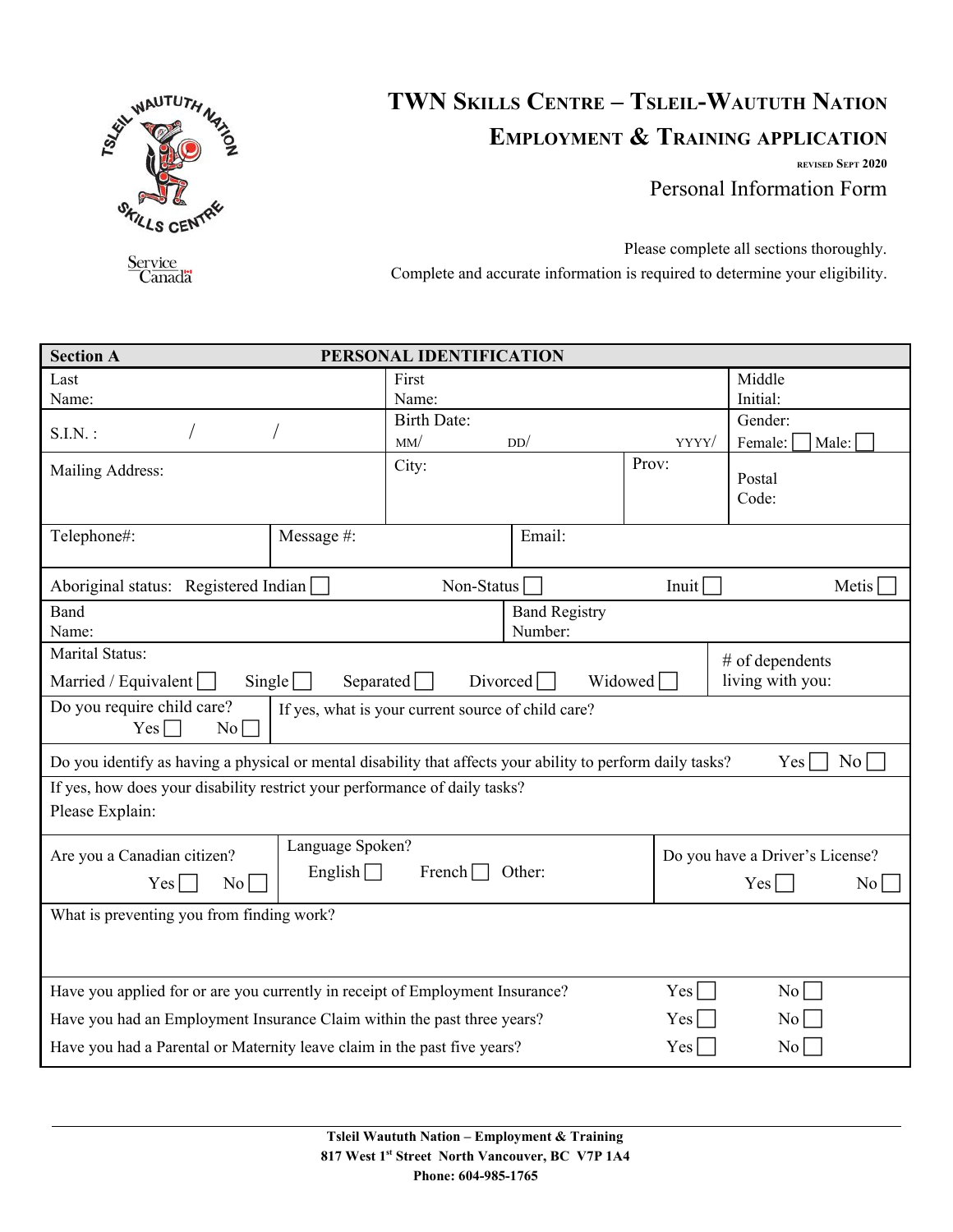# TWN Skills Centre – Tsleil-Waututh Nation

## Employment & Training application

revised Sept 2020

Personal Information Form

Please complete all sections thoroughly.
Complete and accurate information is required to determine your eligibility.

| **Section A** | **PERSONAL IDENTIFICATION** | |
|---|---|---|
| Last Name: | First Name: | Middle Initial: |
| S.I.N. : / / | Birth Date: MM/ DD/ YYYY/ | Gender: Female: ☐ Male: ☐ |
| Mailing Address: | City: Prov: | Postal Code: |
| Telephone#: Message #: | Email: | |
| Aboriginal status: Registered Indian ☐ Non-Status ☐ Inuit ☐ Metis ☐ | | |
| Band Name: | Band Registry Number: | |
| Marital Status: Married / Equivalent ☐ Single ☐ Separated ☐ Divorced ☐ Widowed ☐ | | # of dependents living with you: |
| Do you require child care? Yes ☐ No ☐ | If yes, what is your current source of child care? | |
| Do you identify as having a physical or mental disability that affects your ability to perform daily tasks? Yes ☐ No ☐ | | |
| If yes, how does your disability restrict your performance of daily tasks? Please Explain: | | |
| Are you a Canadian citizen? Yes ☐ No ☐ | Language Spoken? English ☐ French ☐ Other: | Do you have a Driver's License? Yes ☐ No ☐ |
| What is preventing you from finding work? | | |
| Have you applied for or are you currently in receipt of Employment Insurance? | Yes ☐ | No ☐ |
| Have you had an Employment Insurance Claim within the past three years? | Yes ☐ | No ☐ |
| Have you had a Parental or Maternity leave claim in the past five years? | Yes ☐ | No ☐ |

**Tsleil Waututh Nation – Employment & Training**
**817 West 1st Street North Vancouver, BC V7P 1A4**
**Phone: 604-985-1765**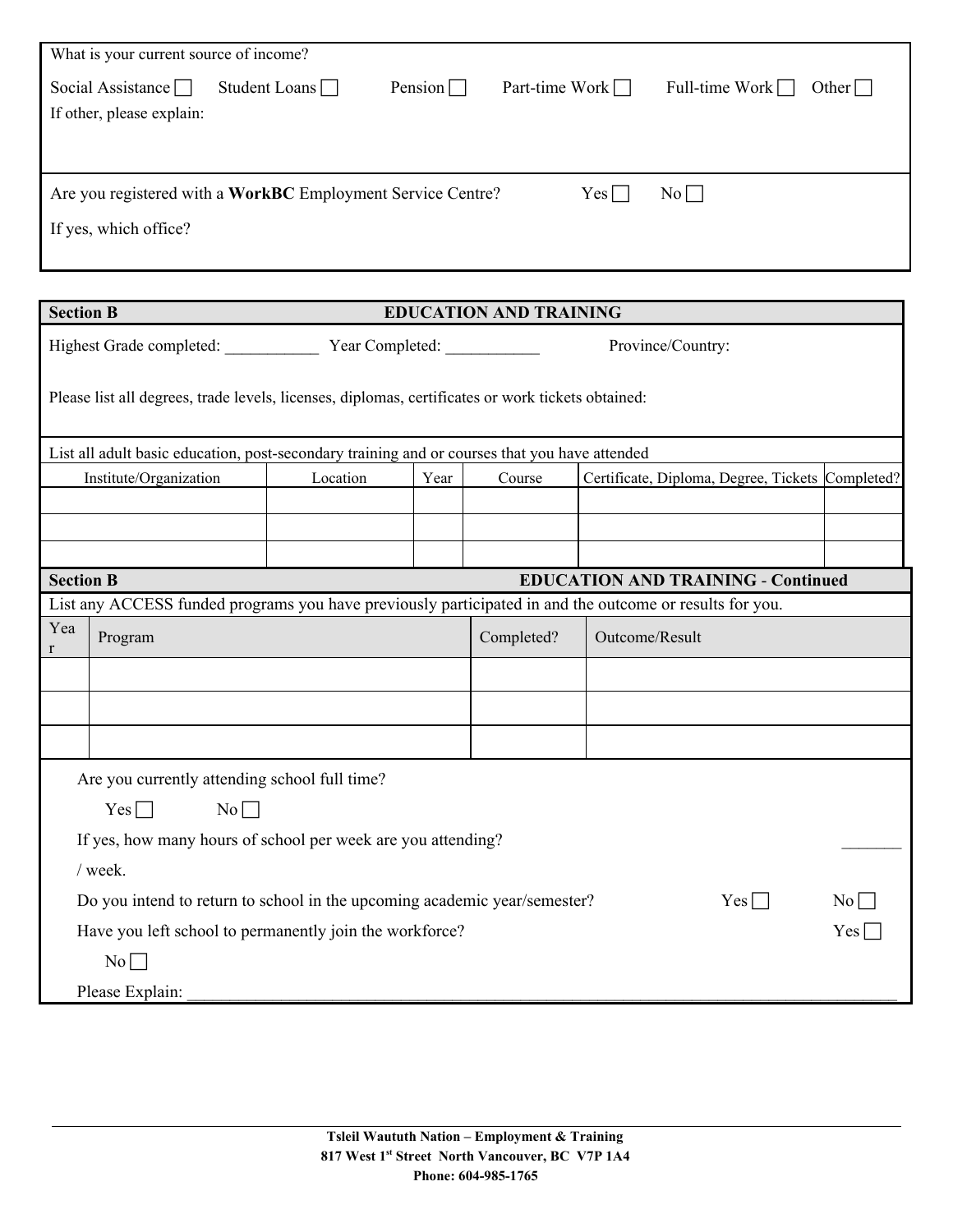What is your current source of income?

Social Assistance ☐ Student Loans ☐ Pension ☐ Part-time Work ☐ Full-time Work ☐ Other ☐

If other, please explain:

Are you registered with a **WorkBC** Employment Service Centre? Yes ☐ No ☐

If yes, which office?

## Section B — EDUCATION AND TRAINING

Highest Grade completed: ___________ Year Completed: ___________ Province/Country:

Please list all degrees, trade levels, licenses, diplomas, certificates or work tickets obtained:

List all adult basic education, post-secondary training and or courses that you have attended

| Institute/Organization | Location | Year | Course | Certificate, Diploma, Degree, Tickets | Completed? |
|---|---|---|---|---|---|
| | | | | | |
| | | | | | |
| | | | | | |

## Section B — EDUCATION AND TRAINING - Continued

List any ACCESS funded programs you have previously participated in and the outcome or results for you.

| Year | Program | Completed? | Outcome/Result |
|---|---|---|---|
| | | | |
| | | | |
| | | | |

Are you currently attending school full time?

Yes ☐ No ☐

If yes, how many hours of school per week are you attending? _______ / week.

Do you intend to return to school in the upcoming academic year/semester? Yes ☐ No ☐

Have you left school to permanently join the workforce? Yes ☐ No ☐

Please Explain: ________________________________________________________________________________

**Tsleil Waututh Nation – Employment & Training**
**817 West 1st Street North Vancouver, BC V7P 1A4**
**Phone: 604-985-1765**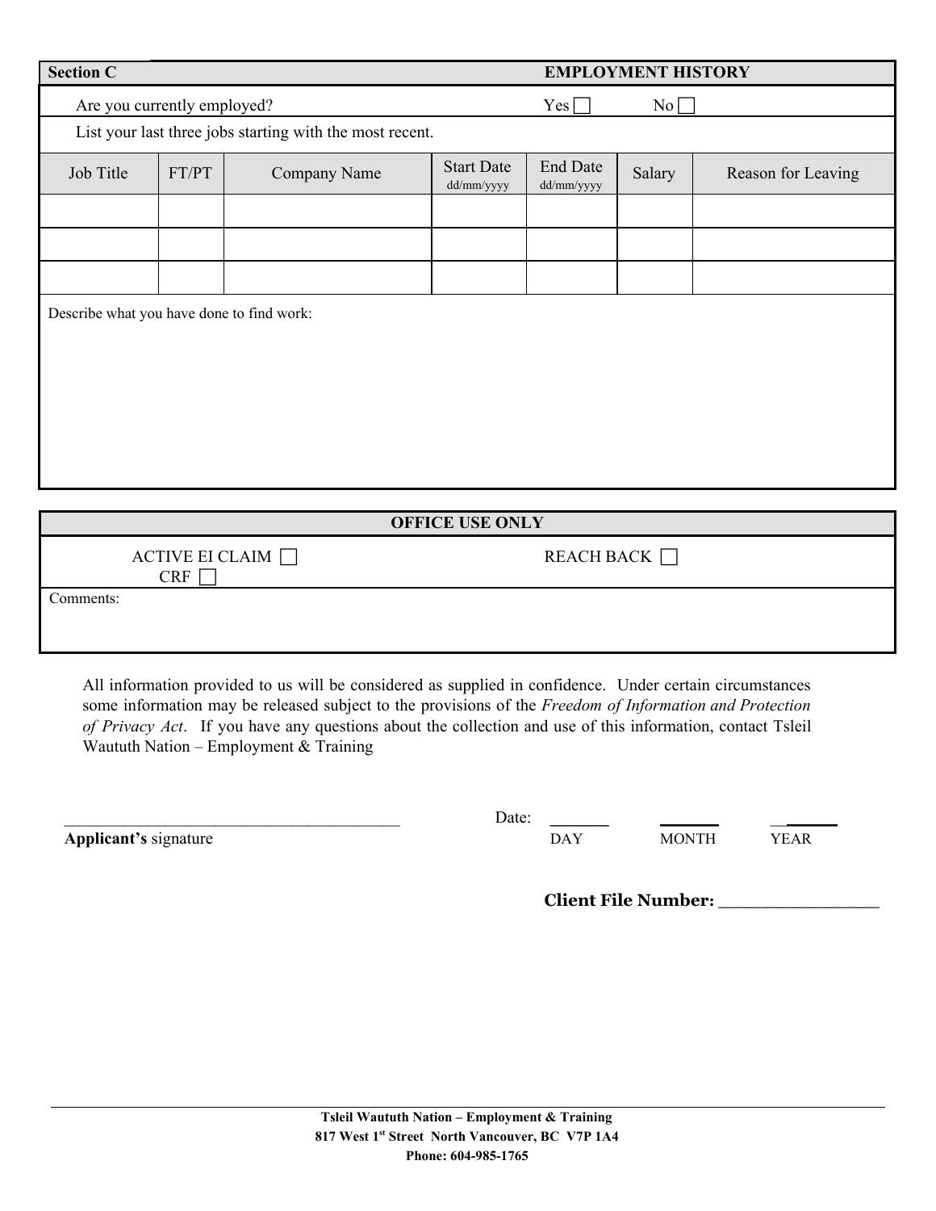## Section C — EMPLOYMENT HISTORY

Are you currently employed? Yes ☐ No ☐

List your last three jobs starting with the most recent.

| Job Title | FT/PT | Company Name | Start Date dd/mm/yyyy | End Date dd/mm/yyyy | Salary | Reason for Leaving |
|---|---|---|---|---|---|---|
| | | | | | | |
| | | | | | | |
| | | | | | | |

Describe what you have done to find work:

## OFFICE USE ONLY

ACTIVE EI CLAIM ☐ REACH BACK ☐

CRF ☐

Comments:

All information provided to us will be considered as supplied in confidence. Under certain circumstances some information may be released subject to the provisions of the *Freedom of Information and Protection of Privacy Act*. If you have any questions about the collection and use of this information, contact Tsleil Waututh Nation – Employment & Training

_________________________________________ Date: ______ ______ ______

**Applicant's** signature DAY MONTH YEAR

**Client File Number:** _________________

**Tsleil Waututh Nation – Employment & Training**
**817 West 1st Street North Vancouver, BC V7P 1A4**
**Phone: 604-985-1765**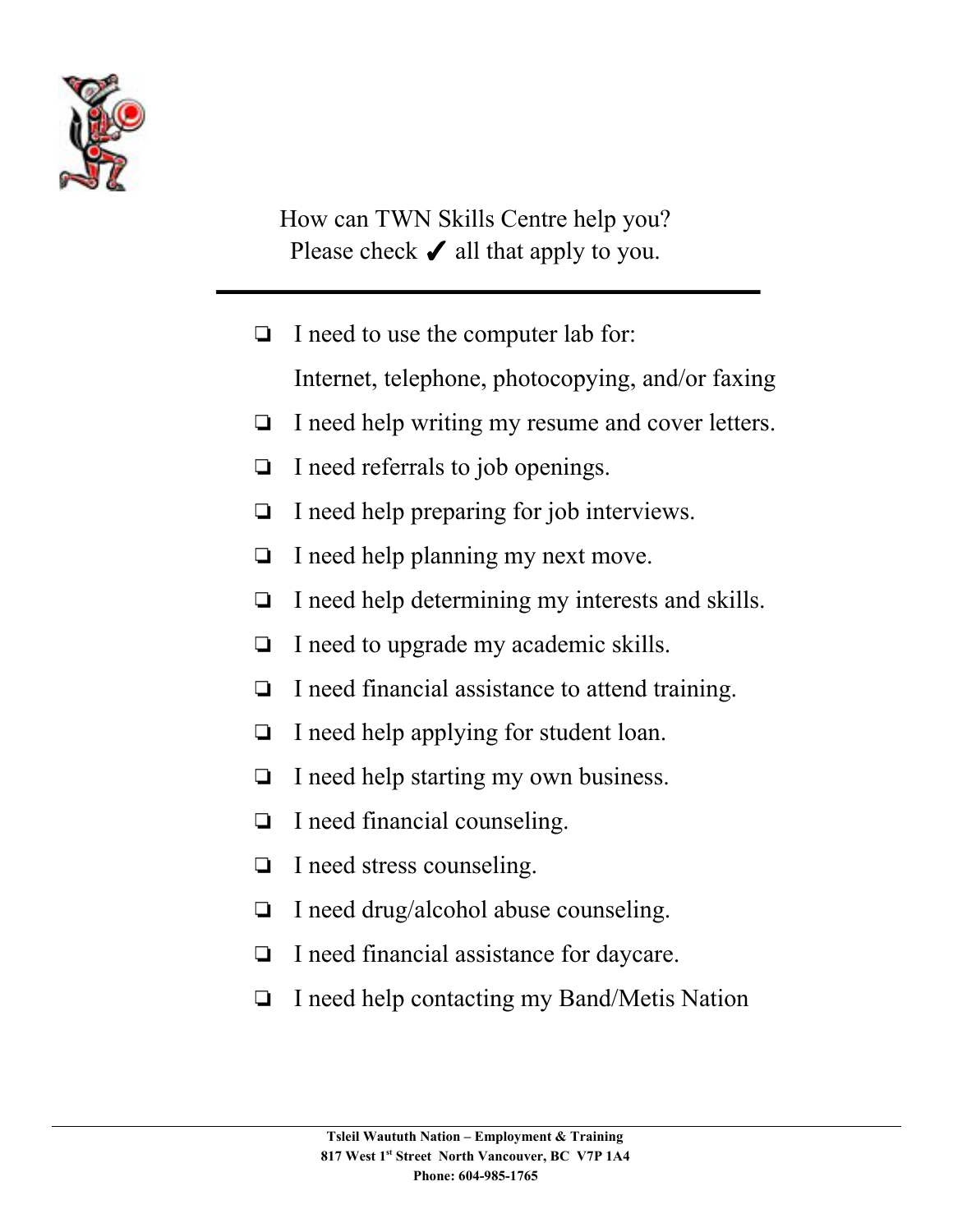How can TWN Skills Centre help you?
Please check ✔ all that apply to you.

---

- ❏ I need to use the computer lab for:
  Internet, telephone, photocopying, and/or faxing
- ❏ I need help writing my resume and cover letters.
- ❏ I need referrals to job openings.
- ❏ I need help preparing for job interviews.
- ❏ I need help planning my next move.
- ❏ I need help determining my interests and skills.
- ❏ I need to upgrade my academic skills.
- ❏ I need financial assistance to attend training.
- ❏ I need help applying for student loan.
- ❏ I need help starting my own business.
- ❏ I need financial counseling.
- ❏ I need stress counseling.
- ❏ I need drug/alcohol abuse counseling.
- ❏ I need financial assistance for daycare.
- ❏ I need help contacting my Band/Metis Nation

---

**Tsleil Waututh Nation – Employment & Training**
**817 West 1st Street North Vancouver, BC V7P 1A4**
**Phone: 604-985-1765**